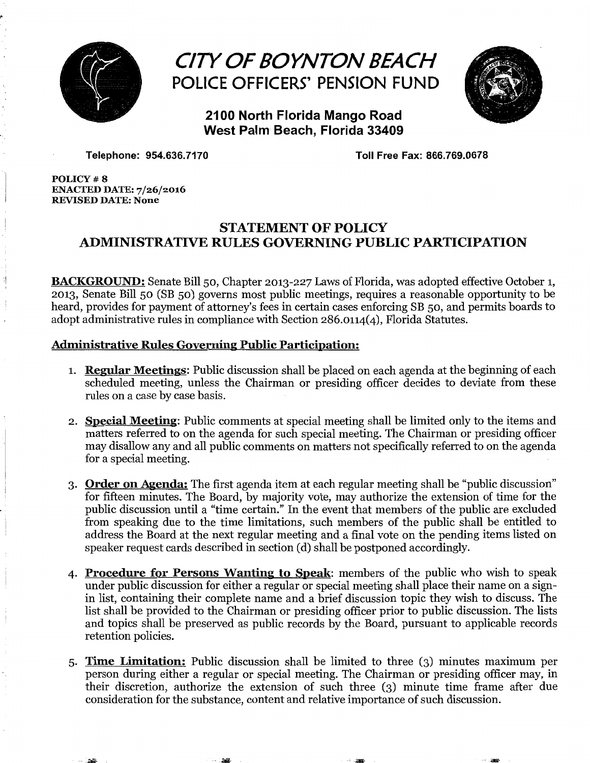# CITY OF BOYNTON BEACH
## POLICE OFFICERS' PENSION FUND

**2100 North Florida Mango Road**
**West Palm Beach, Florida 33409**

**Telephone: 954.636.7170** **Toll Free Fax: 866.769.0678**

**POLICY # 8**
**ENACTED DATE: 7/26/2016**
**REVISED DATE: None**

## STATEMENT OF POLICY
## ADMINISTRATIVE RULES GOVERNING PUBLIC PARTICIPATION

**BACKGROUND:** Senate Bill 50, Chapter 2013-227 Laws of Florida, was adopted effective October 1, 2013, Senate Bill 50 (SB 50) governs most public meetings, requires a reasonable opportunity to be heard, provides for payment of attorney's fees in certain cases enforcing SB 50, and permits boards to adopt administrative rules in compliance with Section 286.0114(4), Florida Statutes.

### Administrative Rules Governing Public Participation:

1. **Regular Meetings**: Public discussion shall be placed on each agenda at the beginning of each scheduled meeting, unless the Chairman or presiding officer decides to deviate from these rules on a case by case basis.

2. **Special Meeting**: Public comments at special meeting shall be limited only to the items and matters referred to on the agenda for such special meeting. The Chairman or presiding officer may disallow any and all public comments on matters not specifically referred to on the agenda for a special meeting.

3. **Order on Agenda:** The first agenda item at each regular meeting shall be "public discussion" for fifteen minutes. The Board, by majority vote, may authorize the extension of time for the public discussion until a "time certain." In the event that members of the public are excluded from speaking due to the time limitations, such members of the public shall be entitled to address the Board at the next regular meeting and a final vote on the pending items listed on speaker request cards described in section (d) shall be postponed accordingly.

4. **Procedure for Persons Wanting to Speak**: members of the public who wish to speak under public discussion for either a regular or special meeting shall place their name on a sign-in list, containing their complete name and a brief discussion topic they wish to discuss. The list shall be provided to the Chairman or presiding officer prior to public discussion. The lists and topics shall be preserved as public records by the Board, pursuant to applicable records retention policies.

5. **Time Limitation:** Public discussion shall be limited to three (3) minutes maximum per person during either a regular or special meeting. The Chairman or presiding officer may, in their discretion, authorize the extension of such three (3) minute time frame after due consideration for the substance, content and relative importance of such discussion.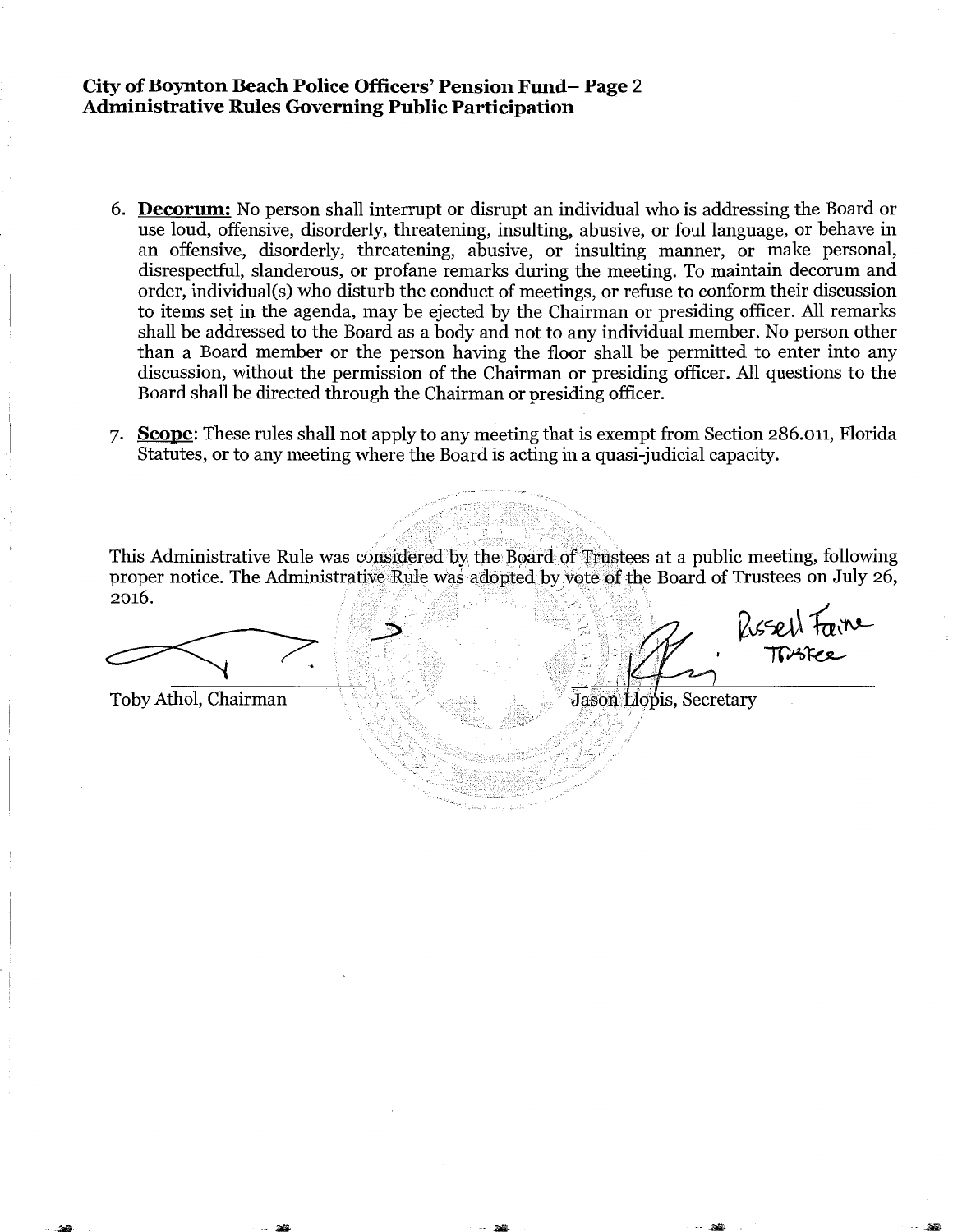6. **Decorum:** No person shall interrupt or disrupt an individual who is addressing the Board or use loud, offensive, disorderly, threatening, insulting, abusive, or foul language, or behave in an offensive, disorderly, threatening, abusive, or insulting manner, or make personal, disrespectful, slanderous, or profane remarks during the meeting. To maintain decorum and order, individual(s) who disturb the conduct of meetings, or refuse to conform their discussion to items set in the agenda, may be ejected by the Chairman or presiding officer. All remarks shall be addressed to the Board as a body and not to any individual member. No person other than a Board member or the person having the floor shall be permitted to enter into any discussion, without the permission of the Chairman or presiding officer. All questions to the Board shall be directed through the Chairman or presiding officer.

7. **Scope**: These rules shall not apply to any meeting that is exempt from Section 286.011, Florida Statutes, or to any meeting where the Board is acting in a quasi-judicial capacity.

This Administrative Rule was considered by the Board of Trustees at a public meeting, following proper notice. The Administrative Rule was adopted by vote of the Board of Trustees on July 26, 2016.

Russell Faine
Trustee

Toby Athol, Chairman

Jason Llopis, Secretary